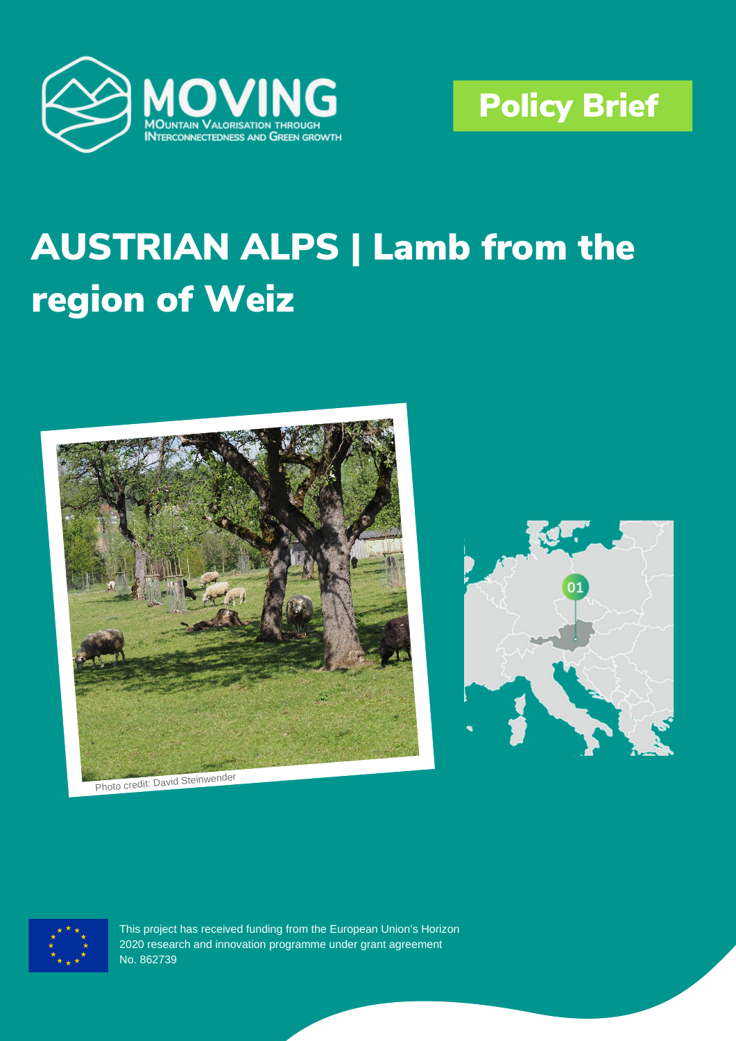MOVING

MOuntain Valorisation through INterconnectedness and Green growth

**Policy Brief**

# AUSTRIAN ALPS | Lamb from the region of Weiz

Photo credit: David Steinwender

01

This project has received funding from the European Union's Horizon 2020 research and innovation programme under grant agreement No. 862739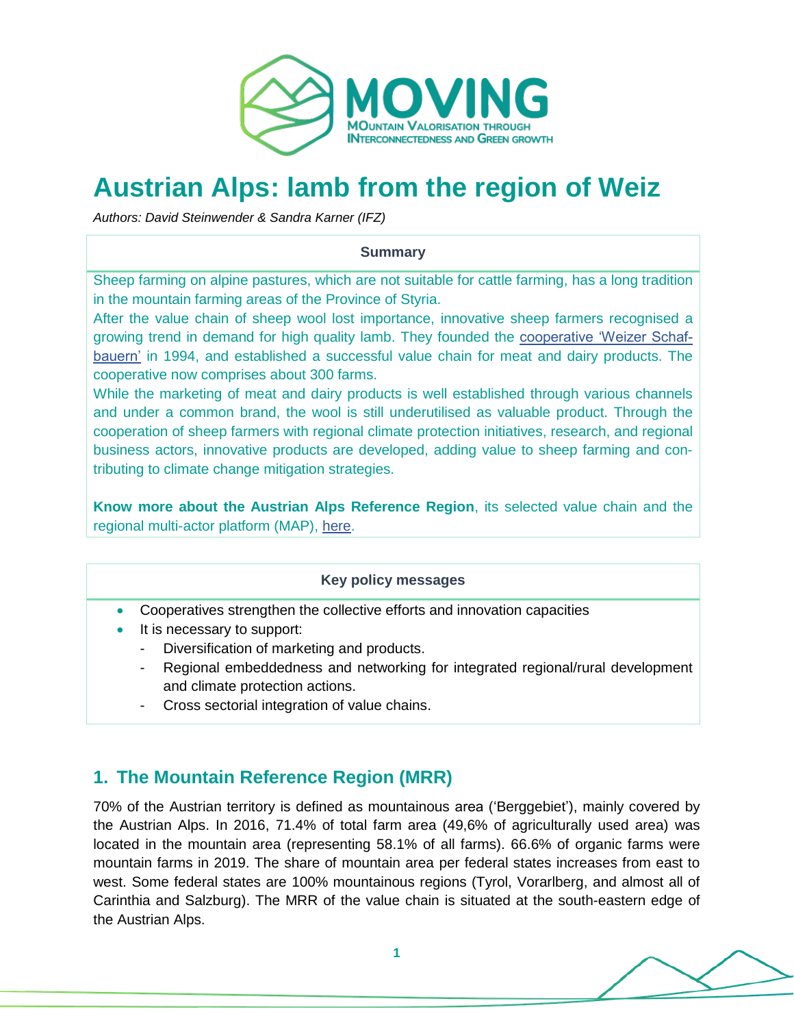# Austrian Alps: lamb from the region of Weiz

*Authors: David Steinwender & Sandra Karner (IFZ)*

**Summary**

Sheep farming on alpine pastures, which are not suitable for cattle farming, has a long tradition in the mountain farming areas of the Province of Styria.

After the value chain of sheep wool lost importance, innovative sheep farmers recognised a growing trend in demand for high quality lamb. They founded the cooperative 'Weizer Schafbauern' in 1994, and established a successful value chain for meat and dairy products. The cooperative now comprises about 300 farms.

While the marketing of meat and dairy products is well established through various channels and under a common brand, the wool is still underutilised as valuable product. Through the cooperation of sheep farmers with regional climate protection initiatives, research, and regional business actors, innovative products are developed, adding value to sheep farming and contributing to climate change mitigation strategies.

**Know more about the Austrian Alps Reference Region**, its selected value chain and the regional multi-actor platform (MAP), here.

**Key policy messages**

- Cooperatives strengthen the collective efforts and innovation capacities
- It is necessary to support:
  - Diversification of marketing and products.
  - Regional embeddedness and networking for integrated regional/rural development and climate protection actions.
  - Cross sectorial integration of value chains.

## 1. The Mountain Reference Region (MRR)

70% of the Austrian territory is defined as mountainous area ('Berggebiet'), mainly covered by the Austrian Alps. In 2016, 71.4% of total farm area (49,6% of agriculturally used area) was located in the mountain area (representing 58.1% of all farms). 66.6% of organic farms were mountain farms in 2019. The share of mountain area per federal states increases from east to west. Some federal states are 100% mountainous regions (Tyrol, Vorarlberg, and almost all of Carinthia and Salzburg). The MRR of the value chain is situated at the south-eastern edge of the Austrian Alps.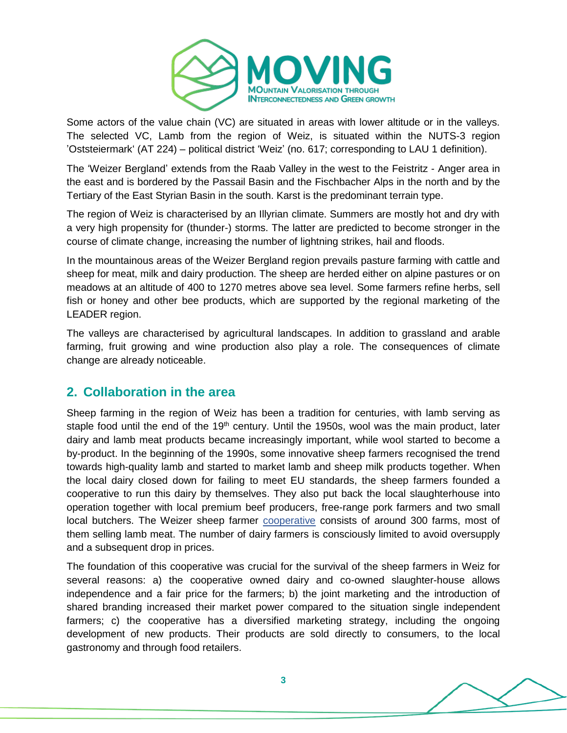Some actors of the value chain (VC) are situated in areas with lower altitude or in the valleys. The selected VC, Lamb from the region of Weiz, is situated within the NUTS-3 region 'Oststeiermark' (AT 224) – political district 'Weiz' (no. 617; corresponding to LAU 1 definition).

The 'Weizer Bergland' extends from the Raab Valley in the west to the Feistritz - Anger area in the east and is bordered by the Passail Basin and the Fischbacher Alps in the north and by the Tertiary of the East Styrian Basin in the south. Karst is the predominant terrain type.

The region of Weiz is characterised by an Illyrian climate. Summers are mostly hot and dry with a very high propensity for (thunder-) storms. The latter are predicted to become stronger in the course of climate change, increasing the number of lightning strikes, hail and floods.

In the mountainous areas of the Weizer Bergland region prevails pasture farming with cattle and sheep for meat, milk and dairy production. The sheep are herded either on alpine pastures or on meadows at an altitude of 400 to 1270 metres above sea level. Some farmers refine herbs, sell fish or honey and other bee products, which are supported by the regional marketing of the LEADER region.

The valleys are characterised by agricultural landscapes. In addition to grassland and arable farming, fruit growing and wine production also play a role. The consequences of climate change are already noticeable.

## 2. Collaboration in the area

Sheep farming in the region of Weiz has been a tradition for centuries, with lamb serving as staple food until the end of the 19th century. Until the 1950s, wool was the main product, later dairy and lamb meat products became increasingly important, while wool started to become a by-product. In the beginning of the 1990s, some innovative sheep farmers recognised the trend towards high-quality lamb and started to market lamb and sheep milk products together. When the local dairy closed down for failing to meet EU standards, the sheep farmers founded a cooperative to run this dairy by themselves. They also put back the local slaughterhouse into operation together with local premium beef producers, free-range pork farmers and two small local butchers. The Weizer sheep farmer cooperative consists of around 300 farms, most of them selling lamb meat. The number of dairy farmers is consciously limited to avoid oversupply and a subsequent drop in prices.

The foundation of this cooperative was crucial for the survival of the sheep farmers in Weiz for several reasons: a) the cooperative owned dairy and co-owned slaughter-house allows independence and a fair price for the farmers; b) the joint marketing and the introduction of shared branding increased their market power compared to the situation single independent farmers; c) the cooperative has a diversified marketing strategy, including the ongoing development of new products. Their products are sold directly to consumers, to the local gastronomy and through food retailers.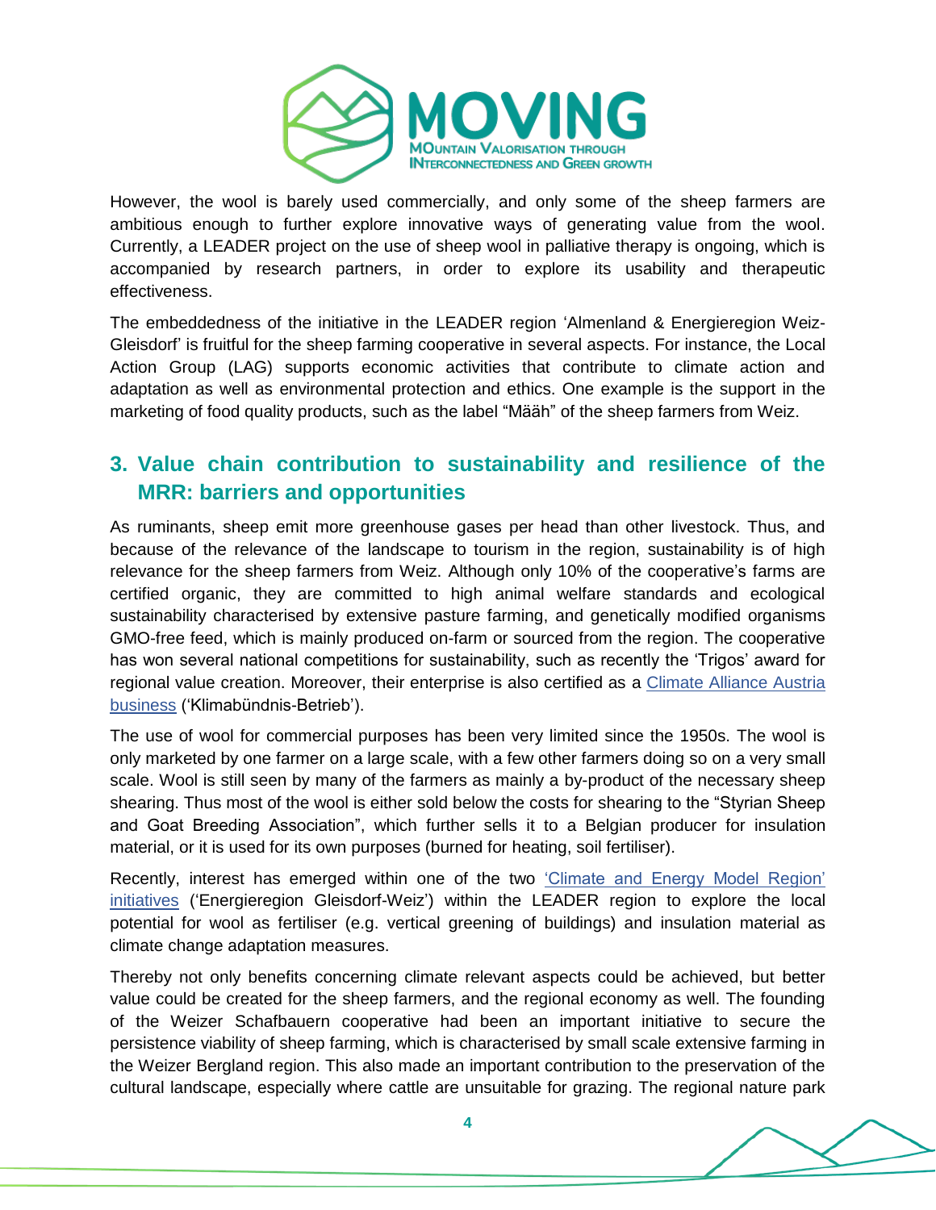However, the wool is barely used commercially, and only some of the sheep farmers are ambitious enough to further explore innovative ways of generating value from the wool. Currently, a LEADER project on the use of sheep wool in palliative therapy is ongoing, which is accompanied by research partners, in order to explore its usability and therapeutic effectiveness.

The embeddedness of the initiative in the LEADER region 'Almenland & Energieregion Weiz-Gleisdorf' is fruitful for the sheep farming cooperative in several aspects. For instance, the Local Action Group (LAG) supports economic activities that contribute to climate action and adaptation as well as environmental protection and ethics. One example is the support in the marketing of food quality products, such as the label "Määh" of the sheep farmers from Weiz.

## 3. Value chain contribution to sustainability and resilience of the MRR: barriers and opportunities

As ruminants, sheep emit more greenhouse gases per head than other livestock. Thus, and because of the relevance of the landscape to tourism in the region, sustainability is of high relevance for the sheep farmers from Weiz. Although only 10% of the cooperative's farms are certified organic, they are committed to high animal welfare standards and ecological sustainability characterised by extensive pasture farming, and genetically modified organisms GMO-free feed, which is mainly produced on-farm or sourced from the region. The cooperative has won several national competitions for sustainability, such as recently the 'Trigos' award for regional value creation. Moreover, their enterprise is also certified as a Climate Alliance Austria business ('Klimabündnis-Betrieb').

The use of wool for commercial purposes has been very limited since the 1950s. The wool is only marketed by one farmer on a large scale, with a few other farmers doing so on a very small scale. Wool is still seen by many of the farmers as mainly a by-product of the necessary sheep shearing. Thus most of the wool is either sold below the costs for shearing to the "Styrian Sheep and Goat Breeding Association", which further sells it to a Belgian producer for insulation material, or it is used for its own purposes (burned for heating, soil fertiliser).

Recently, interest has emerged within one of the two 'Climate and Energy Model Region' initiatives ('Energieregion Gleisdorf-Weiz') within the LEADER region to explore the local potential for wool as fertiliser (e.g. vertical greening of buildings) and insulation material as climate change adaptation measures.

Thereby not only benefits concerning climate relevant aspects could be achieved, but better value could be created for the sheep farmers, and the regional economy as well. The founding of the Weizer Schafbauern cooperative had been an important initiative to secure the persistence viability of sheep farming, which is characterised by small scale extensive farming in the Weizer Bergland region. This also made an important contribution to the preservation of the cultural landscape, especially where cattle are unsuitable for grazing. The regional nature park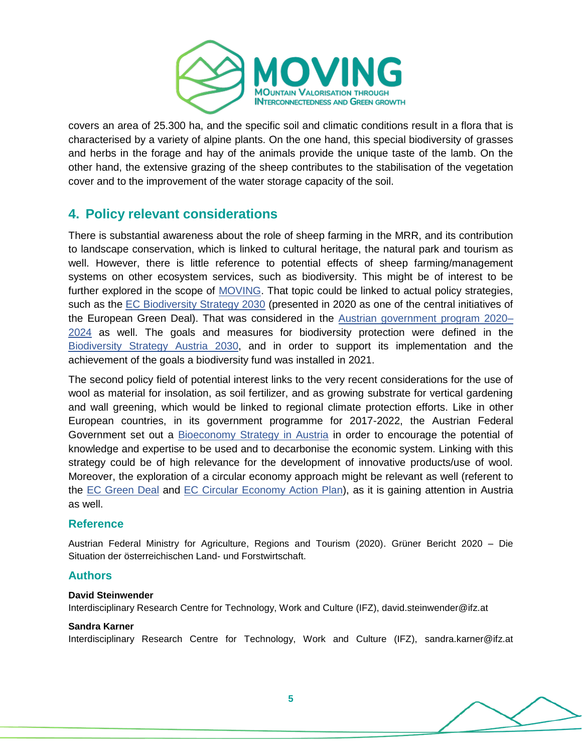covers an area of 25.300 ha, and the specific soil and climatic conditions result in a flora that is characterised by a variety of alpine plants. On the one hand, this special biodiversity of grasses and herbs in the forage and hay of the animals provide the unique taste of the lamb. On the other hand, the extensive grazing of the sheep contributes to the stabilisation of the vegetation cover and to the improvement of the water storage capacity of the soil.

## 4. Policy relevant considerations

There is substantial awareness about the role of sheep farming in the MRR, and its contribution to landscape conservation, which is linked to cultural heritage, the natural park and tourism as well. However, there is little reference to potential effects of sheep farming/management systems on other ecosystem services, such as biodiversity. This might be of interest to be further explored in the scope of MOVING. That topic could be linked to actual policy strategies, such as the EC Biodiversity Strategy 2030 (presented in 2020 as one of the central initiatives of the European Green Deal). That was considered in the Austrian government program 2020–2024 as well. The goals and measures for biodiversity protection were defined in the Biodiversity Strategy Austria 2030, and in order to support its implementation and the achievement of the goals a biodiversity fund was installed in 2021.

The second policy field of potential interest links to the very recent considerations for the use of wool as material for insolation, as soil fertilizer, and as growing substrate for vertical gardening and wall greening, which would be linked to regional climate protection efforts. Like in other European countries, in its government programme for 2017-2022, the Austrian Federal Government set out a Bioeconomy Strategy in Austria in order to encourage the potential of knowledge and expertise to be used and to decarbonise the economic system. Linking with this strategy could be of high relevance for the development of innovative products/use of wool. Moreover, the exploration of a circular economy approach might be relevant as well (referent to the EC Green Deal and EC Circular Economy Action Plan), as it is gaining attention in Austria as well.

### Reference

Austrian Federal Ministry for Agriculture, Regions and Tourism (2020). Grüner Bericht 2020 – Die Situation der österreichischen Land- und Forstwirtschaft.

### Authors

**David Steinwender**
Interdisciplinary Research Centre for Technology, Work and Culture (IFZ), david.steinwender@ifz.at

**Sandra Karner**
Interdisciplinary Research Centre for Technology, Work and Culture (IFZ), sandra.karner@ifz.at